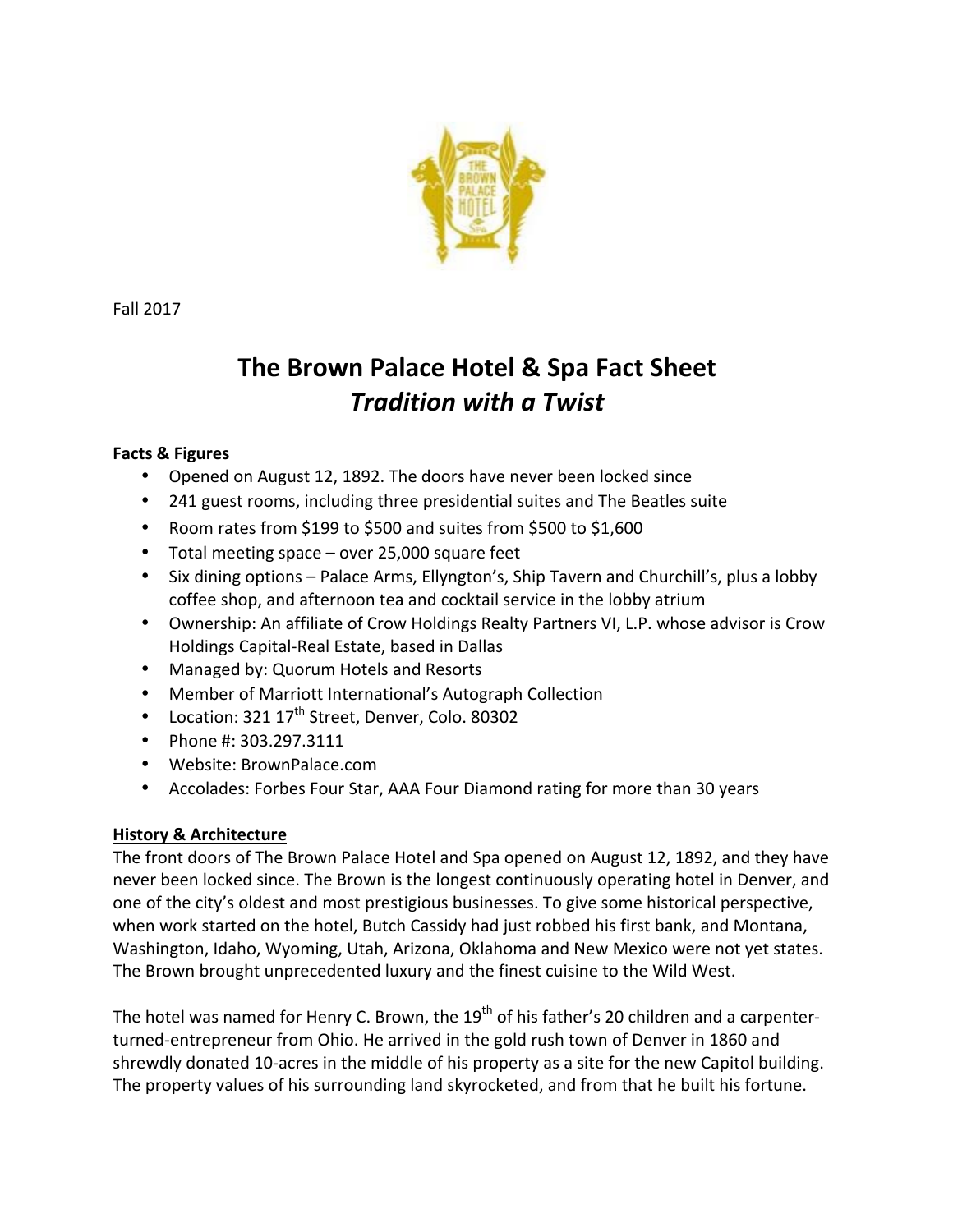Fall 2017

# The Brown Palace Hotel & Spa Fact Sheet
## *Tradition with a Twist*

**Facts & Figures**

- Opened on August 12, 1892. The doors have never been locked since
- 241 guest rooms, including three presidential suites and The Beatles suite
- Room rates from $199 to $500 and suites from $500 to $1,600
- Total meeting space – over 25,000 square feet
- Six dining options – Palace Arms, Ellyngton's, Ship Tavern and Churchill's, plus a lobby coffee shop, and afternoon tea and cocktail service in the lobby atrium
- Ownership: An affiliate of Crow Holdings Realty Partners VI, L.P. whose advisor is Crow Holdings Capital-Real Estate, based in Dallas
- Managed by: Quorum Hotels and Resorts
- Member of Marriott International's Autograph Collection
- Location: 321 17th Street, Denver, Colo. 80302
- Phone #: 303.297.3111
- Website: BrownPalace.com
- Accolades: Forbes Four Star, AAA Four Diamond rating for more than 30 years

**History & Architecture**

The front doors of The Brown Palace Hotel and Spa opened on August 12, 1892, and they have never been locked since. The Brown is the longest continuously operating hotel in Denver, and one of the city's oldest and most prestigious businesses. To give some historical perspective, when work started on the hotel, Butch Cassidy had just robbed his first bank, and Montana, Washington, Idaho, Wyoming, Utah, Arizona, Oklahoma and New Mexico were not yet states. The Brown brought unprecedented luxury and the finest cuisine to the Wild West.

The hotel was named for Henry C. Brown, the 19th of his father's 20 children and a carpenter-turned-entrepreneur from Ohio. He arrived in the gold rush town of Denver in 1860 and shrewdly donated 10-acres in the middle of his property as a site for the new Capitol building. The property values of his surrounding land skyrocketed, and from that he built his fortune.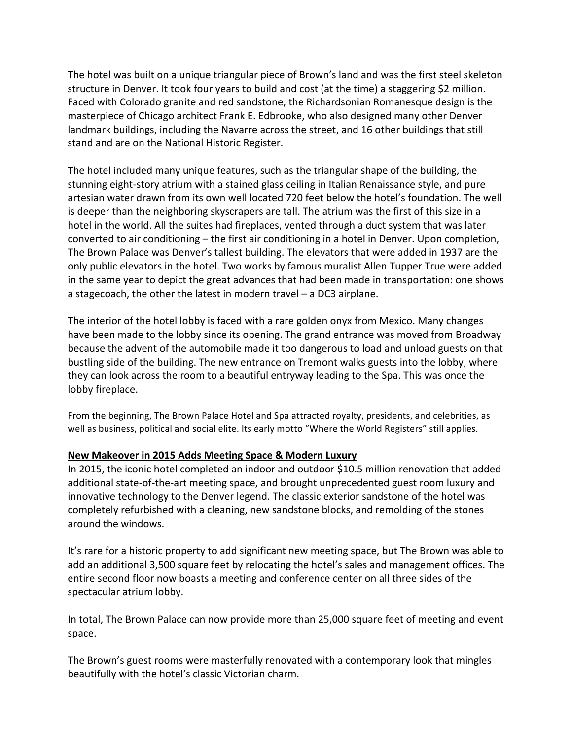The hotel was built on a unique triangular piece of Brown's land and was the first steel skeleton structure in Denver. It took four years to build and cost (at the time) a staggering $2 million. Faced with Colorado granite and red sandstone, the Richardsonian Romanesque design is the masterpiece of Chicago architect Frank E. Edbrooke, who also designed many other Denver landmark buildings, including the Navarre across the street, and 16 other buildings that still stand and are on the National Historic Register.

The hotel included many unique features, such as the triangular shape of the building, the stunning eight-story atrium with a stained glass ceiling in Italian Renaissance style, and pure artesian water drawn from its own well located 720 feet below the hotel's foundation. The well is deeper than the neighboring skyscrapers are tall. The atrium was the first of this size in a hotel in the world. All the suites had fireplaces, vented through a duct system that was later converted to air conditioning – the first air conditioning in a hotel in Denver. Upon completion, The Brown Palace was Denver's tallest building. The elevators that were added in 1937 are the only public elevators in the hotel. Two works by famous muralist Allen Tupper True were added in the same year to depict the great advances that had been made in transportation: one shows a stagecoach, the other the latest in modern travel – a DC3 airplane.

The interior of the hotel lobby is faced with a rare golden onyx from Mexico. Many changes have been made to the lobby since its opening. The grand entrance was moved from Broadway because the advent of the automobile made it too dangerous to load and unload guests on that bustling side of the building. The new entrance on Tremont walks guests into the lobby, where they can look across the room to a beautiful entryway leading to the Spa. This was once the lobby fireplace.

From the beginning, The Brown Palace Hotel and Spa attracted royalty, presidents, and celebrities, as well as business, political and social elite. Its early motto "Where the World Registers" still applies.

**New Makeover in 2015 Adds Meeting Space & Modern Luxury**

In 2015, the iconic hotel completed an indoor and outdoor $10.5 million renovation that added additional state-of-the-art meeting space, and brought unprecedented guest room luxury and innovative technology to the Denver legend. The classic exterior sandstone of the hotel was completely refurbished with a cleaning, new sandstone blocks, and remolding of the stones around the windows.

It's rare for a historic property to add significant new meeting space, but The Brown was able to add an additional 3,500 square feet by relocating the hotel's sales and management offices. The entire second floor now boasts a meeting and conference center on all three sides of the spectacular atrium lobby.

In total, The Brown Palace can now provide more than 25,000 square feet of meeting and event space.

The Brown's guest rooms were masterfully renovated with a contemporary look that mingles beautifully with the hotel's classic Victorian charm.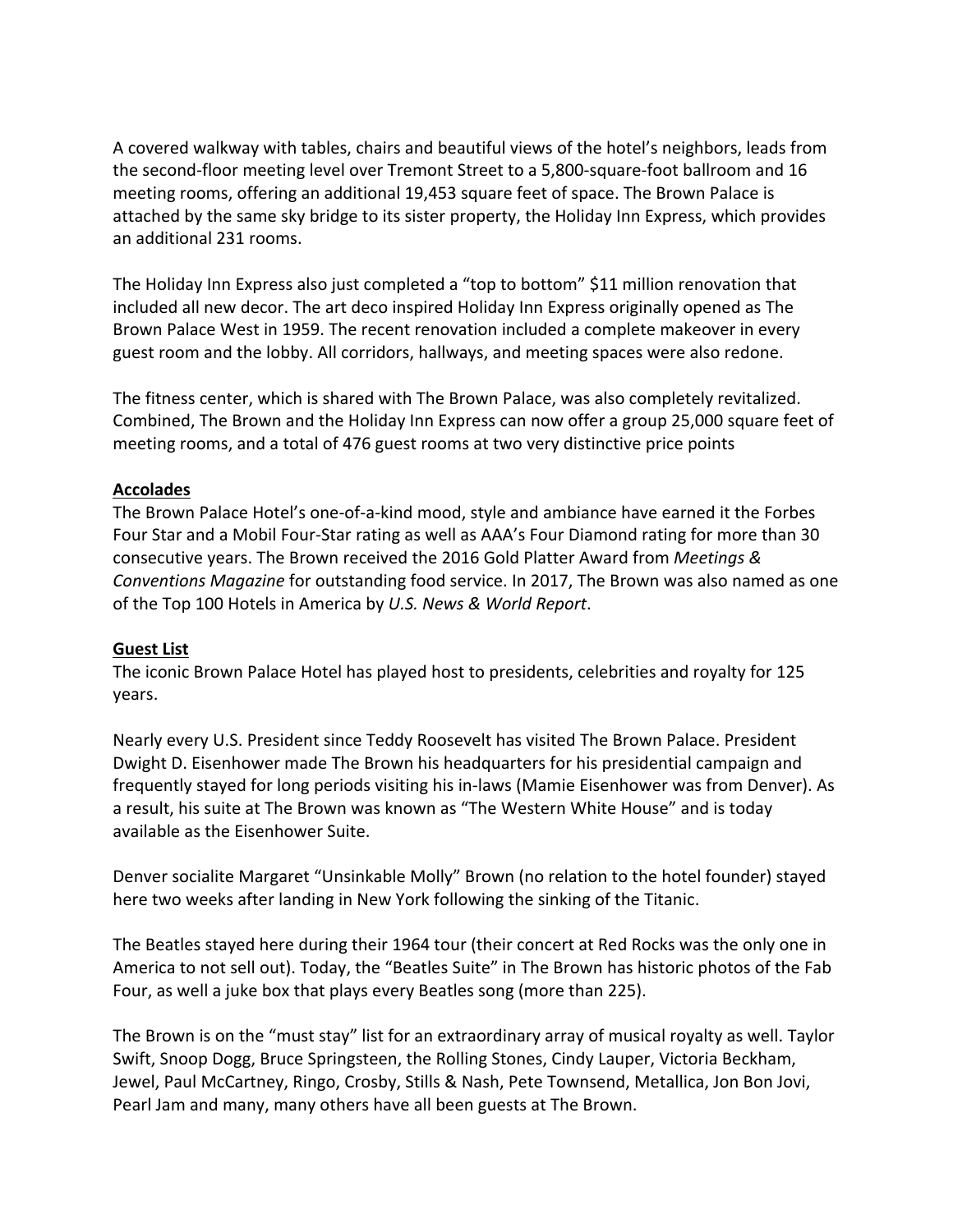A covered walkway with tables, chairs and beautiful views of the hotel's neighbors, leads from the second-floor meeting level over Tremont Street to a 5,800-square-foot ballroom and 16 meeting rooms, offering an additional 19,453 square feet of space. The Brown Palace is attached by the same sky bridge to its sister property, the Holiday Inn Express, which provides an additional 231 rooms.

The Holiday Inn Express also just completed a "top to bottom" $11 million renovation that included all new decor. The art deco inspired Holiday Inn Express originally opened as The Brown Palace West in 1959. The recent renovation included a complete makeover in every guest room and the lobby. All corridors, hallways, and meeting spaces were also redone.

The fitness center, which is shared with The Brown Palace, was also completely revitalized. Combined, The Brown and the Holiday Inn Express can now offer a group 25,000 square feet of meeting rooms, and a total of 476 guest rooms at two very distinctive price points

## Accolades

The Brown Palace Hotel's one-of-a-kind mood, style and ambiance have earned it the Forbes Four Star and a Mobil Four-Star rating as well as AAA's Four Diamond rating for more than 30 consecutive years. The Brown received the 2016 Gold Platter Award from *Meetings & Conventions Magazine* for outstanding food service. In 2017, The Brown was also named as one of the Top 100 Hotels in America by *U.S. News & World Report*.

## Guest List

The iconic Brown Palace Hotel has played host to presidents, celebrities and royalty for 125 years.

Nearly every U.S. President since Teddy Roosevelt has visited The Brown Palace. President Dwight D. Eisenhower made The Brown his headquarters for his presidential campaign and frequently stayed for long periods visiting his in-laws (Mamie Eisenhower was from Denver). As a result, his suite at The Brown was known as "The Western White House" and is today available as the Eisenhower Suite.

Denver socialite Margaret "Unsinkable Molly" Brown (no relation to the hotel founder) stayed here two weeks after landing in New York following the sinking of the Titanic.

The Beatles stayed here during their 1964 tour (their concert at Red Rocks was the only one in America to not sell out). Today, the "Beatles Suite" in The Brown has historic photos of the Fab Four, as well a juke box that plays every Beatles song (more than 225).

The Brown is on the "must stay" list for an extraordinary array of musical royalty as well. Taylor Swift, Snoop Dogg, Bruce Springsteen, the Rolling Stones, Cindy Lauper, Victoria Beckham, Jewel, Paul McCartney, Ringo, Crosby, Stills & Nash, Pete Townsend, Metallica, Jon Bon Jovi, Pearl Jam and many, many others have all been guests at The Brown.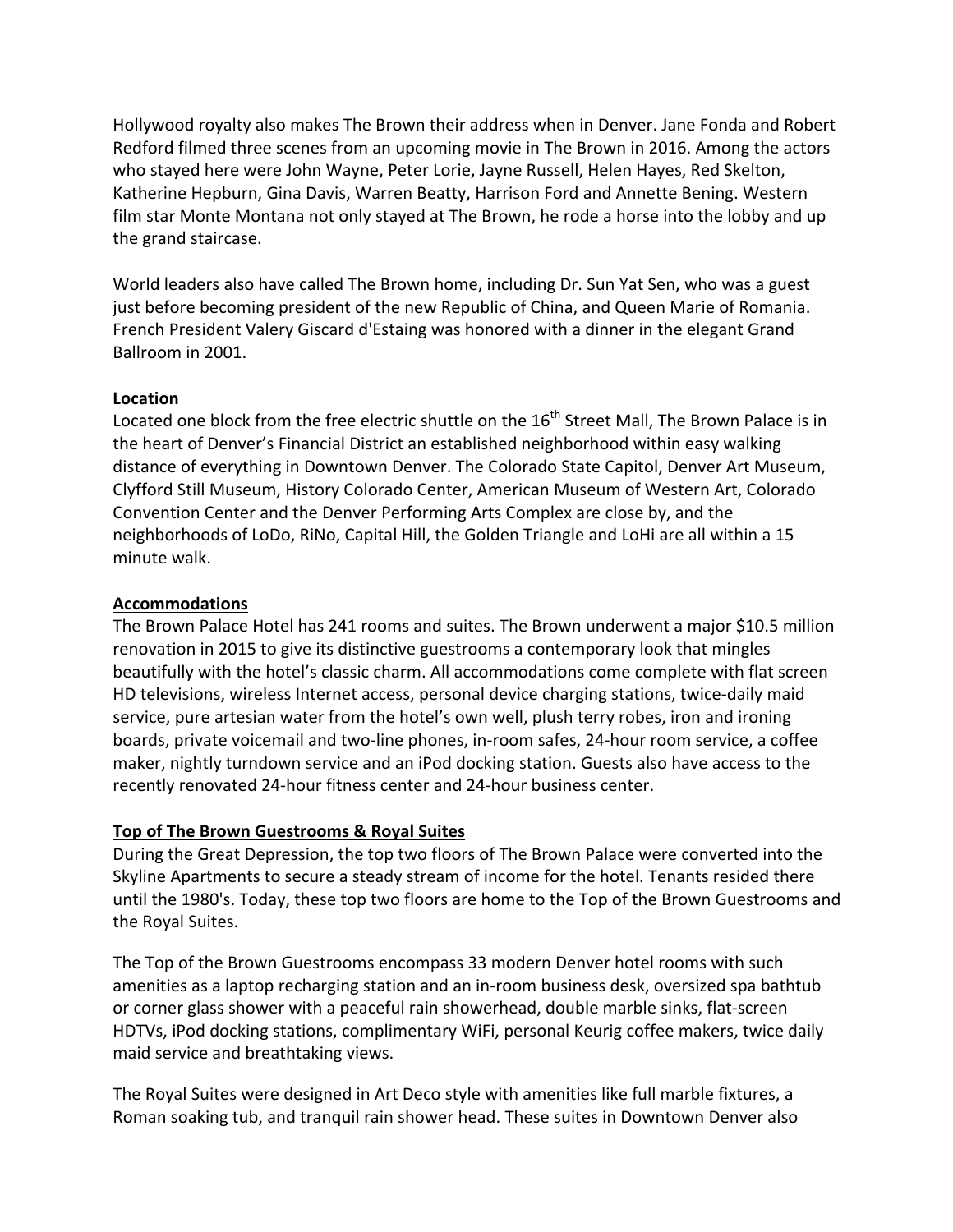Hollywood royalty also makes The Brown their address when in Denver. Jane Fonda and Robert Redford filmed three scenes from an upcoming movie in The Brown in 2016. Among the actors who stayed here were John Wayne, Peter Lorie, Jayne Russell, Helen Hayes, Red Skelton, Katherine Hepburn, Gina Davis, Warren Beatty, Harrison Ford and Annette Bening. Western film star Monte Montana not only stayed at The Brown, he rode a horse into the lobby and up the grand staircase.

World leaders also have called The Brown home, including Dr. Sun Yat Sen, who was a guest just before becoming president of the new Republic of China, and Queen Marie of Romania. French President Valery Giscard d'Estaing was honored with a dinner in the elegant Grand Ballroom in 2001.

**Location**

Located one block from the free electric shuttle on the 16th Street Mall, The Brown Palace is in the heart of Denver's Financial District an established neighborhood within easy walking distance of everything in Downtown Denver. The Colorado State Capitol, Denver Art Museum, Clyfford Still Museum, History Colorado Center, American Museum of Western Art, Colorado Convention Center and the Denver Performing Arts Complex are close by, and the neighborhoods of LoDo, RiNo, Capital Hill, the Golden Triangle and LoHi are all within a 15 minute walk.

**Accommodations**

The Brown Palace Hotel has 241 rooms and suites. The Brown underwent a major $10.5 million renovation in 2015 to give its distinctive guestrooms a contemporary look that mingles beautifully with the hotel's classic charm. All accommodations come complete with flat screen HD televisions, wireless Internet access, personal device charging stations, twice-daily maid service, pure artesian water from the hotel's own well, plush terry robes, iron and ironing boards, private voicemail and two-line phones, in-room safes, 24-hour room service, a coffee maker, nightly turndown service and an iPod docking station. Guests also have access to the recently renovated 24-hour fitness center and 24-hour business center.

**Top of The Brown Guestrooms & Royal Suites**

During the Great Depression, the top two floors of The Brown Palace were converted into the Skyline Apartments to secure a steady stream of income for the hotel. Tenants resided there until the 1980's. Today, these top two floors are home to the Top of the Brown Guestrooms and the Royal Suites.

The Top of the Brown Guestrooms encompass 33 modern Denver hotel rooms with such amenities as a laptop recharging station and an in-room business desk, oversized spa bathtub or corner glass shower with a peaceful rain showerhead, double marble sinks, flat-screen HDTVs, iPod docking stations, complimentary WiFi, personal Keurig coffee makers, twice daily maid service and breathtaking views.

The Royal Suites were designed in Art Deco style with amenities like full marble fixtures, a Roman soaking tub, and tranquil rain shower head. These suites in Downtown Denver also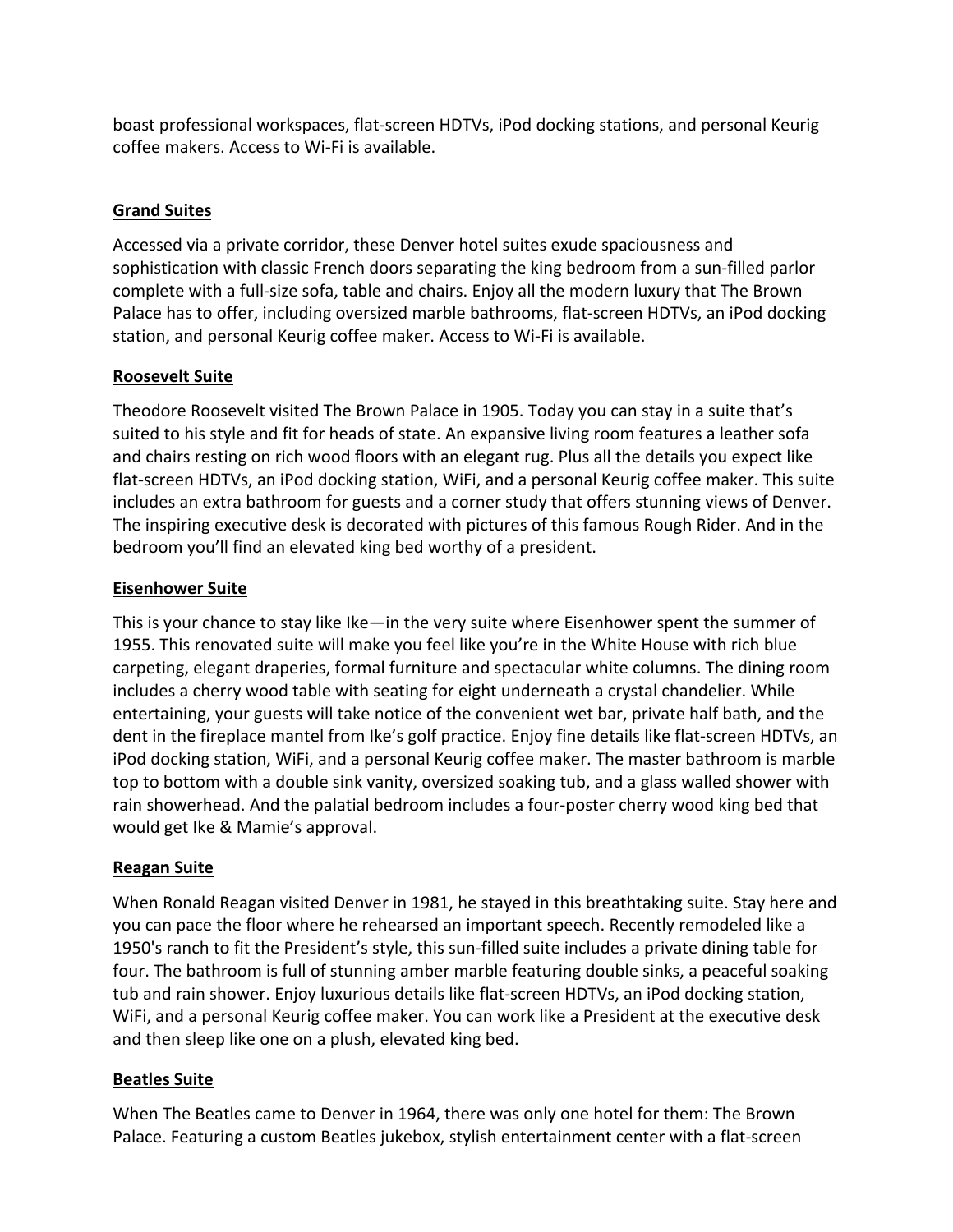boast professional workspaces, flat-screen HDTVs, iPod docking stations, and personal Keurig coffee makers. Access to Wi-Fi is available.

## Grand Suites

Accessed via a private corridor, these Denver hotel suites exude spaciousness and sophistication with classic French doors separating the king bedroom from a sun-filled parlor complete with a full-size sofa, table and chairs. Enjoy all the modern luxury that The Brown Palace has to offer, including oversized marble bathrooms, flat-screen HDTVs, an iPod docking station, and personal Keurig coffee maker. Access to Wi-Fi is available.

## Roosevelt Suite

Theodore Roosevelt visited The Brown Palace in 1905. Today you can stay in a suite that's suited to his style and fit for heads of state. An expansive living room features a leather sofa and chairs resting on rich wood floors with an elegant rug. Plus all the details you expect like flat-screen HDTVs, an iPod docking station, WiFi, and a personal Keurig coffee maker. This suite includes an extra bathroom for guests and a corner study that offers stunning views of Denver. The inspiring executive desk is decorated with pictures of this famous Rough Rider. And in the bedroom you'll find an elevated king bed worthy of a president.

## Eisenhower Suite

This is your chance to stay like Ike—in the very suite where Eisenhower spent the summer of 1955. This renovated suite will make you feel like you're in the White House with rich blue carpeting, elegant draperies, formal furniture and spectacular white columns. The dining room includes a cherry wood table with seating for eight underneath a crystal chandelier. While entertaining, your guests will take notice of the convenient wet bar, private half bath, and the dent in the fireplace mantel from Ike's golf practice. Enjoy fine details like flat-screen HDTVs, an iPod docking station, WiFi, and a personal Keurig coffee maker. The master bathroom is marble top to bottom with a double sink vanity, oversized soaking tub, and a glass walled shower with rain showerhead. And the palatial bedroom includes a four-poster cherry wood king bed that would get Ike & Mamie's approval.

## Reagan Suite

When Ronald Reagan visited Denver in 1981, he stayed in this breathtaking suite. Stay here and you can pace the floor where he rehearsed an important speech. Recently remodeled like a 1950's ranch to fit the President's style, this sun-filled suite includes a private dining table for four. The bathroom is full of stunning amber marble featuring double sinks, a peaceful soaking tub and rain shower. Enjoy luxurious details like flat-screen HDTVs, an iPod docking station, WiFi, and a personal Keurig coffee maker. You can work like a President at the executive desk and then sleep like one on a plush, elevated king bed.

## Beatles Suite

When The Beatles came to Denver in 1964, there was only one hotel for them: The Brown Palace. Featuring a custom Beatles jukebox, stylish entertainment center with a flat-screen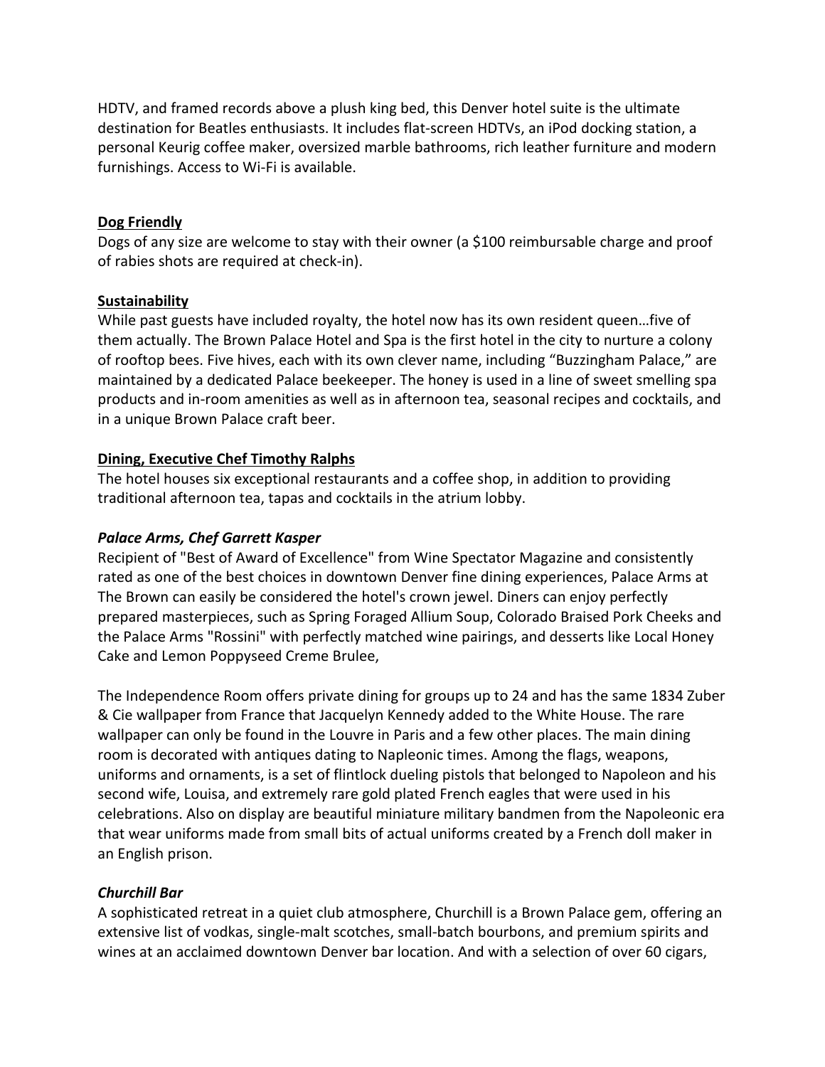HDTV, and framed records above a plush king bed, this Denver hotel suite is the ultimate destination for Beatles enthusiasts. It includes flat-screen HDTVs, an iPod docking station, a personal Keurig coffee maker, oversized marble bathrooms, rich leather furniture and modern furnishings. Access to Wi-Fi is available.

**Dog Friendly**

Dogs of any size are welcome to stay with their owner (a $100 reimbursable charge and proof of rabies shots are required at check-in).

**Sustainability**

While past guests have included royalty, the hotel now has its own resident queen…five of them actually. The Brown Palace Hotel and Spa is the first hotel in the city to nurture a colony of rooftop bees. Five hives, each with its own clever name, including "Buzzingham Palace," are maintained by a dedicated Palace beekeeper. The honey is used in a line of sweet smelling spa products and in-room amenities as well as in afternoon tea, seasonal recipes and cocktails, and in a unique Brown Palace craft beer.

**Dining, Executive Chef Timothy Ralphs**

The hotel houses six exceptional restaurants and a coffee shop, in addition to providing traditional afternoon tea, tapas and cocktails in the atrium lobby.

***Palace Arms, Chef Garrett Kasper***

Recipient of "Best of Award of Excellence" from Wine Spectator Magazine and consistently rated as one of the best choices in downtown Denver fine dining experiences, Palace Arms at The Brown can easily be considered the hotel's crown jewel. Diners can enjoy perfectly prepared masterpieces, such as Spring Foraged Allium Soup, Colorado Braised Pork Cheeks and the Palace Arms "Rossini" with perfectly matched wine pairings, and desserts like Local Honey Cake and Lemon Poppyseed Creme Brulee,

The Independence Room offers private dining for groups up to 24 and has the same 1834 Zuber & Cie wallpaper from France that Jacquelyn Kennedy added to the White House. The rare wallpaper can only be found in the Louvre in Paris and a few other places. The main dining room is decorated with antiques dating to Napleonic times. Among the flags, weapons, uniforms and ornaments, is a set of flintlock dueling pistols that belonged to Napoleon and his second wife, Louisa, and extremely rare gold plated French eagles that were used in his celebrations. Also on display are beautiful miniature military bandmen from the Napoleonic era that wear uniforms made from small bits of actual uniforms created by a French doll maker in an English prison.

***Churchill Bar***

A sophisticated retreat in a quiet club atmosphere, Churchill is a Brown Palace gem, offering an extensive list of vodkas, single-malt scotches, small-batch bourbons, and premium spirits and wines at an acclaimed downtown Denver bar location. And with a selection of over 60 cigars,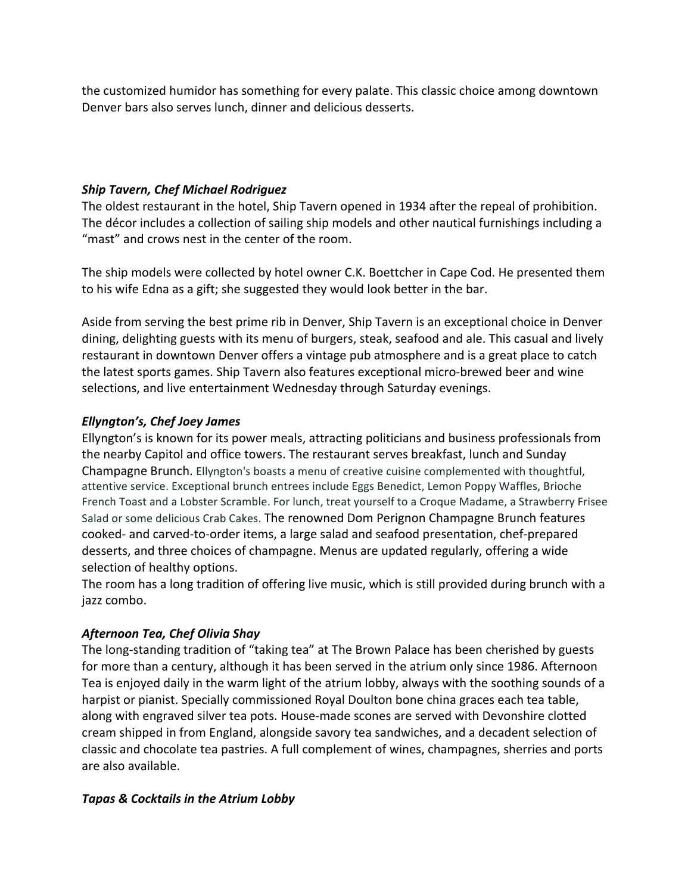the customized humidor has something for every palate. This classic choice among downtown Denver bars also serves lunch, dinner and delicious desserts.

***Ship Tavern, Chef Michael Rodriguez***

The oldest restaurant in the hotel, Ship Tavern opened in 1934 after the repeal of prohibition. The décor includes a collection of sailing ship models and other nautical furnishings including a "mast" and crows nest in the center of the room.

The ship models were collected by hotel owner C.K. Boettcher in Cape Cod. He presented them to his wife Edna as a gift; she suggested they would look better in the bar.

Aside from serving the best prime rib in Denver, Ship Tavern is an exceptional choice in Denver dining, delighting guests with its menu of burgers, steak, seafood and ale. This casual and lively restaurant in downtown Denver offers a vintage pub atmosphere and is a great place to catch the latest sports games. Ship Tavern also features exceptional micro-brewed beer and wine selections, and live entertainment Wednesday through Saturday evenings.

***Ellyngton's, Chef Joey James***

Ellyngton's is known for its power meals, attracting politicians and business professionals from the nearby Capitol and office towers. The restaurant serves breakfast, lunch and Sunday Champagne Brunch. Ellyngton's boasts a menu of creative cuisine complemented with thoughtful, attentive service. Exceptional brunch entrees include Eggs Benedict, Lemon Poppy Waffles, Brioche French Toast and a Lobster Scramble. For lunch, treat yourself to a Croque Madame, a Strawberry Frisee Salad or some delicious Crab Cakes. The renowned Dom Perignon Champagne Brunch features cooked- and carved-to-order items, a large salad and seafood presentation, chef-prepared desserts, and three choices of champagne. Menus are updated regularly, offering a wide selection of healthy options.

The room has a long tradition of offering live music, which is still provided during brunch with a jazz combo.

***Afternoon Tea, Chef Olivia Shay***

The long-standing tradition of "taking tea" at The Brown Palace has been cherished by guests for more than a century, although it has been served in the atrium only since 1986. Afternoon Tea is enjoyed daily in the warm light of the atrium lobby, always with the soothing sounds of a harpist or pianist. Specially commissioned Royal Doulton bone china graces each tea table, along with engraved silver tea pots. House-made scones are served with Devonshire clotted cream shipped in from England, alongside savory tea sandwiches, and a decadent selection of classic and chocolate tea pastries. A full complement of wines, champagnes, sherries and ports are also available.

***Tapas & Cocktails in the Atrium Lobby***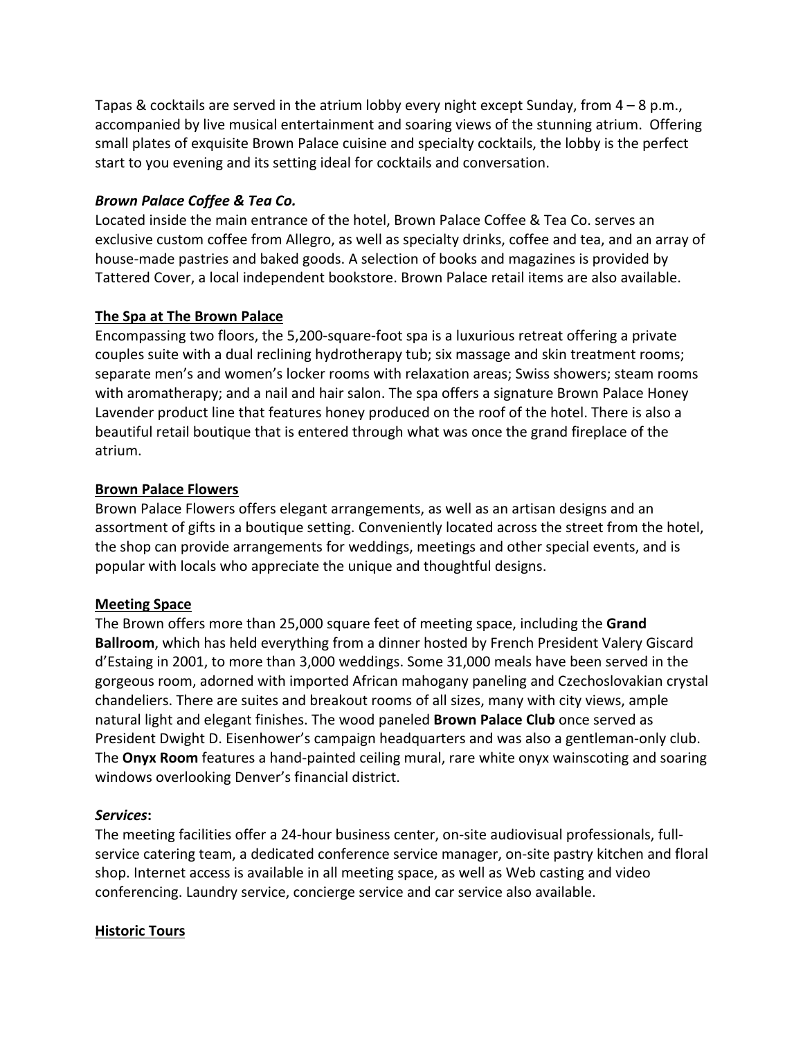Tapas & cocktails are served in the atrium lobby every night except Sunday, from 4 – 8 p.m., accompanied by live musical entertainment and soaring views of the stunning atrium. Offering small plates of exquisite Brown Palace cuisine and specialty cocktails, the lobby is the perfect start to you evening and its setting ideal for cocktails and conversation.

***Brown Palace Coffee & Tea Co.***

Located inside the main entrance of the hotel, Brown Palace Coffee & Tea Co. serves an exclusive custom coffee from Allegro, as well as specialty drinks, coffee and tea, and an array of house-made pastries and baked goods. A selection of books and magazines is provided by Tattered Cover, a local independent bookstore. Brown Palace retail items are also available.

## The Spa at The Brown Palace

Encompassing two floors, the 5,200-square-foot spa is a luxurious retreat offering a private couples suite with a dual reclining hydrotherapy tub; six massage and skin treatment rooms; separate men's and women's locker rooms with relaxation areas; Swiss showers; steam rooms with aromatherapy; and a nail and hair salon. The spa offers a signature Brown Palace Honey Lavender product line that features honey produced on the roof of the hotel. There is also a beautiful retail boutique that is entered through what was once the grand fireplace of the atrium.

## Brown Palace Flowers

Brown Palace Flowers offers elegant arrangements, as well as an artisan designs and an assortment of gifts in a boutique setting. Conveniently located across the street from the hotel, the shop can provide arrangements for weddings, meetings and other special events, and is popular with locals who appreciate the unique and thoughtful designs.

## Meeting Space

The Brown offers more than 25,000 square feet of meeting space, including the **Grand Ballroom**, which has held everything from a dinner hosted by French President Valery Giscard d'Estaing in 2001, to more than 3,000 weddings. Some 31,000 meals have been served in the gorgeous room, adorned with imported African mahogany paneling and Czechoslovakian crystal chandeliers. There are suites and breakout rooms of all sizes, many with city views, ample natural light and elegant finishes. The wood paneled **Brown Palace Club** once served as President Dwight D. Eisenhower's campaign headquarters and was also a gentleman-only club. The **Onyx Room** features a hand-painted ceiling mural, rare white onyx wainscoting and soaring windows overlooking Denver's financial district.

***Services*:**

The meeting facilities offer a 24-hour business center, on-site audiovisual professionals, full-service catering team, a dedicated conference service manager, on-site pastry kitchen and floral shop. Internet access is available in all meeting space, as well as Web casting and video conferencing. Laundry service, concierge service and car service also available.

## Historic Tours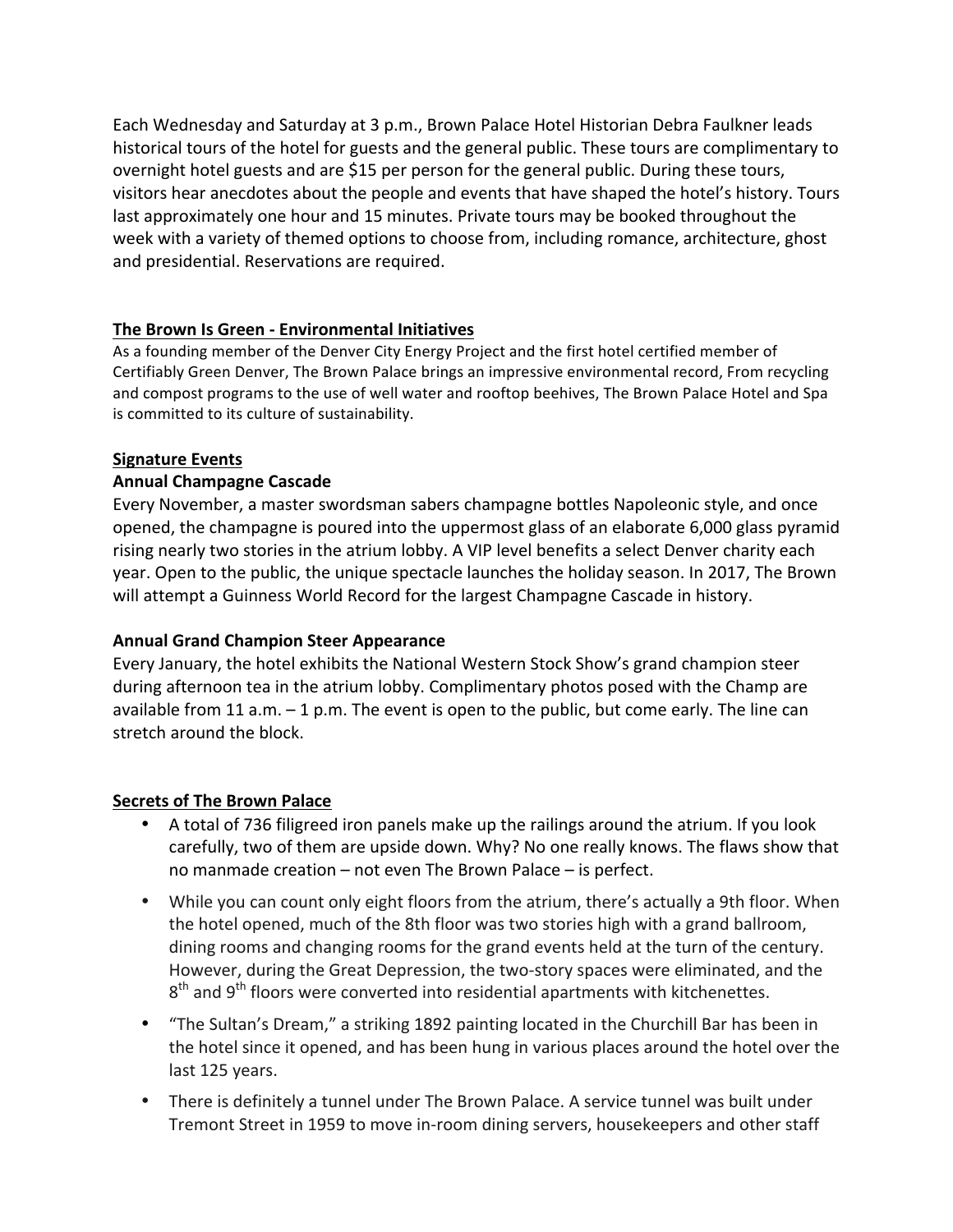Each Wednesday and Saturday at 3 p.m., Brown Palace Hotel Historian Debra Faulkner leads historical tours of the hotel for guests and the general public. These tours are complimentary to overnight hotel guests and are $15 per person for the general public. During these tours, visitors hear anecdotes about the people and events that have shaped the hotel's history. Tours last approximately one hour and 15 minutes. Private tours may be booked throughout the week with a variety of themed options to choose from, including romance, architecture, ghost and presidential. Reservations are required.

**The Brown Is Green - Environmental Initiatives**

As a founding member of the Denver City Energy Project and the first hotel certified member of Certifiably Green Denver, The Brown Palace brings an impressive environmental record, From recycling and compost programs to the use of well water and rooftop beehives, The Brown Palace Hotel and Spa is committed to its culture of sustainability.

**Signature Events**

**Annual Champagne Cascade**

Every November, a master swordsman sabers champagne bottles Napoleonic style, and once opened, the champagne is poured into the uppermost glass of an elaborate 6,000 glass pyramid rising nearly two stories in the atrium lobby. A VIP level benefits a select Denver charity each year. Open to the public, the unique spectacle launches the holiday season. In 2017, The Brown will attempt a Guinness World Record for the largest Champagne Cascade in history.

**Annual Grand Champion Steer Appearance**

Every January, the hotel exhibits the National Western Stock Show's grand champion steer during afternoon tea in the atrium lobby. Complimentary photos posed with the Champ are available from 11 a.m. – 1 p.m. The event is open to the public, but come early. The line can stretch around the block.

**Secrets of The Brown Palace**

- A total of 736 filigreed iron panels make up the railings around the atrium. If you look carefully, two of them are upside down. Why? No one really knows. The flaws show that no manmade creation – not even The Brown Palace – is perfect.
- While you can count only eight floors from the atrium, there's actually a 9th floor. When the hotel opened, much of the 8th floor was two stories high with a grand ballroom, dining rooms and changing rooms for the grand events held at the turn of the century. However, during the Great Depression, the two-story spaces were eliminated, and the 8th and 9th floors were converted into residential apartments with kitchenettes.
- "The Sultan's Dream," a striking 1892 painting located in the Churchill Bar has been in the hotel since it opened, and has been hung in various places around the hotel over the last 125 years.
- There is definitely a tunnel under The Brown Palace. A service tunnel was built under Tremont Street in 1959 to move in-room dining servers, housekeepers and other staff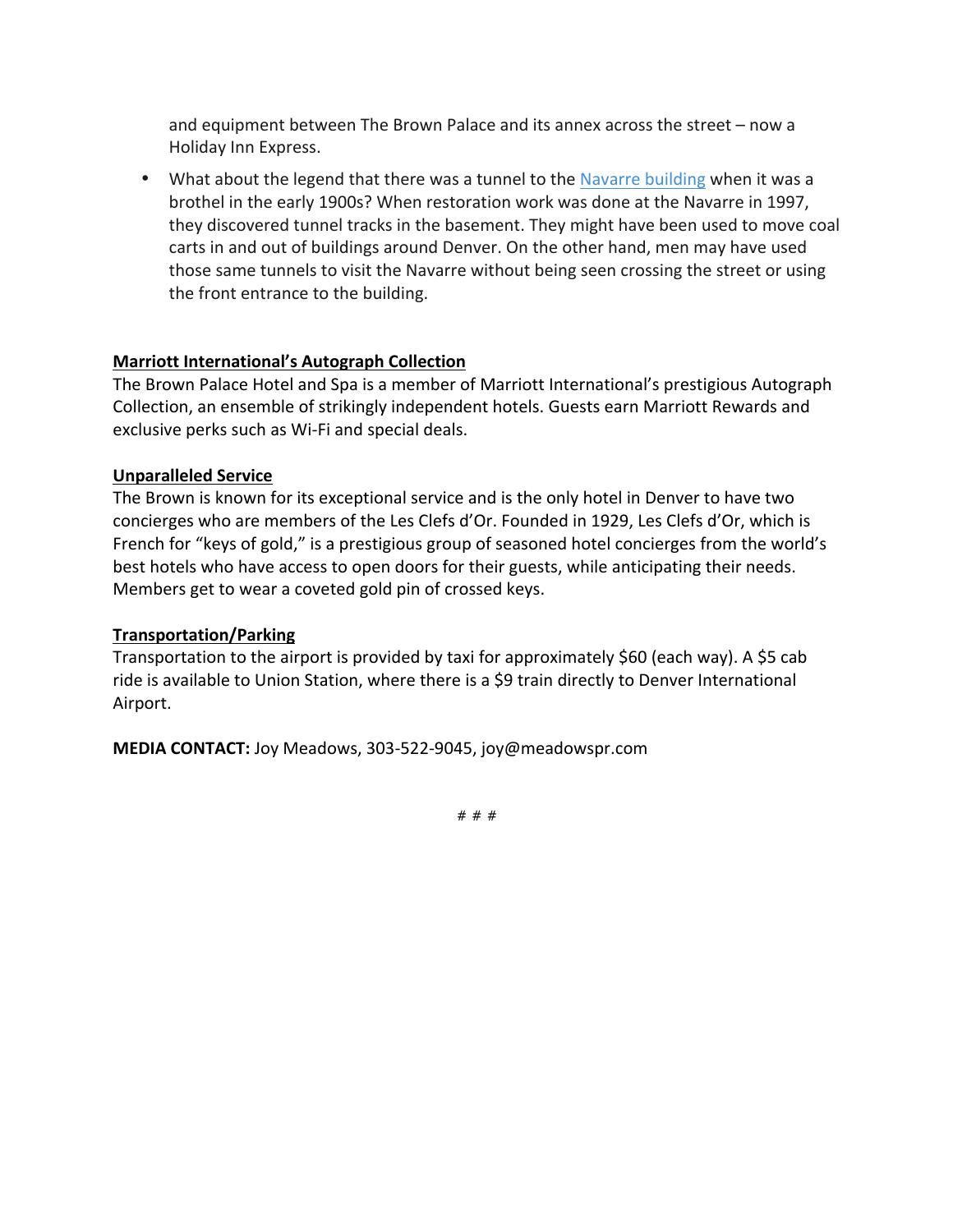and equipment between The Brown Palace and its annex across the street – now a Holiday Inn Express.

- What about the legend that there was a tunnel to the Navarre building when it was a brothel in the early 1900s? When restoration work was done at the Navarre in 1997, they discovered tunnel tracks in the basement. They might have been used to move coal carts in and out of buildings around Denver. On the other hand, men may have used those same tunnels to visit the Navarre without being seen crossing the street or using the front entrance to the building.

**Marriott International's Autograph Collection**

The Brown Palace Hotel and Spa is a member of Marriott International's prestigious Autograph Collection, an ensemble of strikingly independent hotels. Guests earn Marriott Rewards and exclusive perks such as Wi-Fi and special deals.

**Unparalleled Service**

The Brown is known for its exceptional service and is the only hotel in Denver to have two concierges who are members of the Les Clefs d'Or. Founded in 1929, Les Clefs d'Or, which is French for "keys of gold," is a prestigious group of seasoned hotel concierges from the world's best hotels who have access to open doors for their guests, while anticipating their needs. Members get to wear a coveted gold pin of crossed keys.

**Transportation/Parking**

Transportation to the airport is provided by taxi for approximately $60 (each way). A $5 cab ride is available to Union Station, where there is a $9 train directly to Denver International Airport.

**MEDIA CONTACT:** Joy Meadows, 303-522-9045, joy@meadowspr.com

# # #